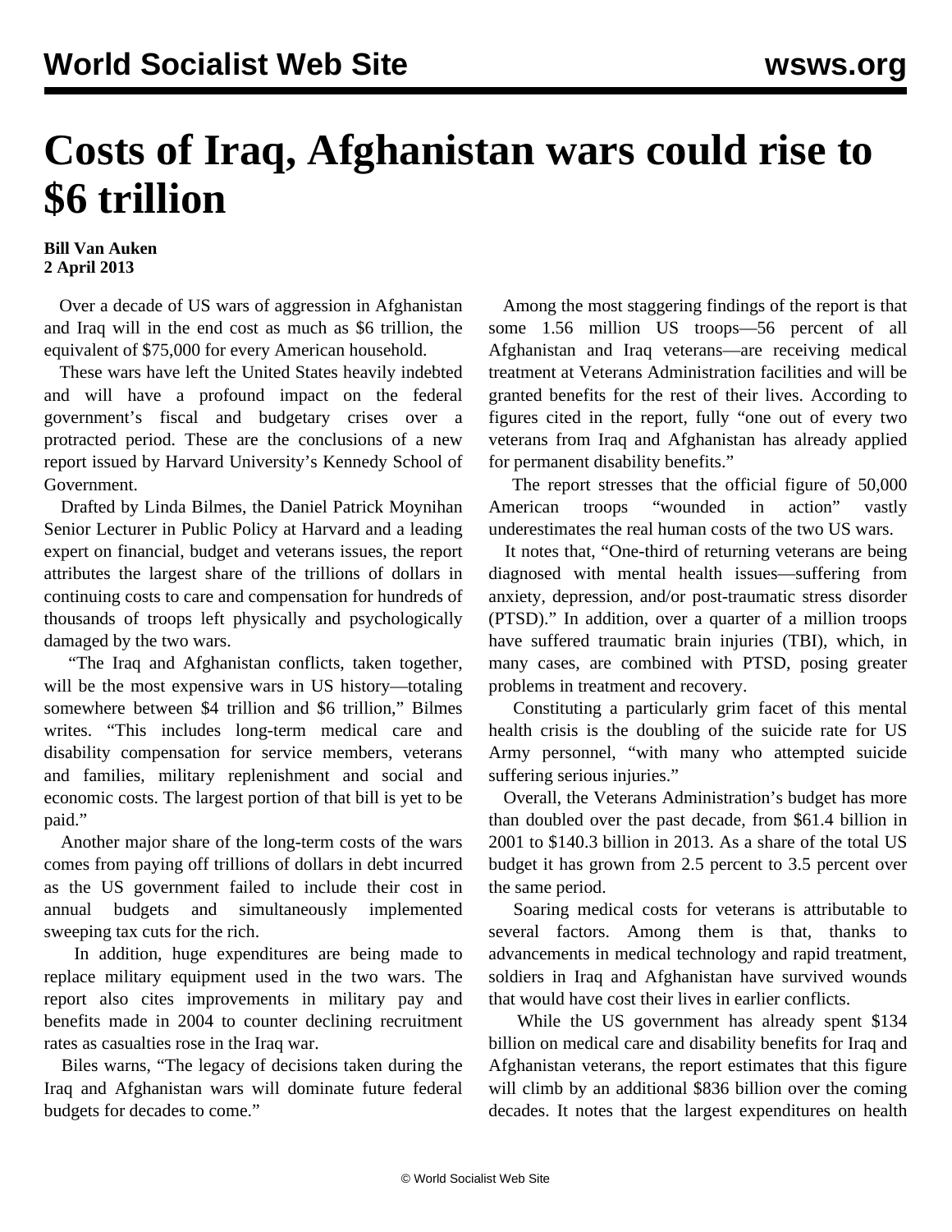# Costs of Iraq, Afghanistan wars could rise to $6 trillion

**Bill Van Auken**
**2 April 2013**

Over a decade of US wars of aggression in Afghanistan and Iraq will in the end cost as much as $6 trillion, the equivalent of $75,000 for every American household.

These wars have left the United States heavily indebted and will have a profound impact on the federal government's fiscal and budgetary crises over a protracted period. These are the conclusions of a new report issued by Harvard University's Kennedy School of Government.

Drafted by Linda Bilmes, the Daniel Patrick Moynihan Senior Lecturer in Public Policy at Harvard and a leading expert on financial, budget and veterans issues, the report attributes the largest share of the trillions of dollars in continuing costs to care and compensation for hundreds of thousands of troops left physically and psychologically damaged by the two wars.

"The Iraq and Afghanistan conflicts, taken together, will be the most expensive wars in US history—totaling somewhere between $4 trillion and $6 trillion," Bilmes writes. "This includes long-term medical care and disability compensation for service members, veterans and families, military replenishment and social and economic costs. The largest portion of that bill is yet to be paid."

Another major share of the long-term costs of the wars comes from paying off trillions of dollars in debt incurred as the US government failed to include their cost in annual budgets and simultaneously implemented sweeping tax cuts for the rich.

In addition, huge expenditures are being made to replace military equipment used in the two wars. The report also cites improvements in military pay and benefits made in 2004 to counter declining recruitment rates as casualties rose in the Iraq war.

Biles warns, "The legacy of decisions taken during the Iraq and Afghanistan wars will dominate future federal budgets for decades to come."

Among the most staggering findings of the report is that some 1.56 million US troops—56 percent of all Afghanistan and Iraq veterans—are receiving medical treatment at Veterans Administration facilities and will be granted benefits for the rest of their lives. According to figures cited in the report, fully "one out of every two veterans from Iraq and Afghanistan has already applied for permanent disability benefits."

The report stresses that the official figure of 50,000 American troops "wounded in action" vastly underestimates the real human costs of the two US wars.

It notes that, "One-third of returning veterans are being diagnosed with mental health issues—suffering from anxiety, depression, and/or post-traumatic stress disorder (PTSD)." In addition, over a quarter of a million troops have suffered traumatic brain injuries (TBI), which, in many cases, are combined with PTSD, posing greater problems in treatment and recovery.

Constituting a particularly grim facet of this mental health crisis is the doubling of the suicide rate for US Army personnel, "with many who attempted suicide suffering serious injuries."

Overall, the Veterans Administration's budget has more than doubled over the past decade, from $61.4 billion in 2001 to $140.3 billion in 2013. As a share of the total US budget it has grown from 2.5 percent to 3.5 percent over the same period.

Soaring medical costs for veterans is attributable to several factors. Among them is that, thanks to advancements in medical technology and rapid treatment, soldiers in Iraq and Afghanistan have survived wounds that would have cost their lives in earlier conflicts.

While the US government has already spent $134 billion on medical care and disability benefits for Iraq and Afghanistan veterans, the report estimates that this figure will climb by an additional $836 billion over the coming decades. It notes that the largest expenditures on health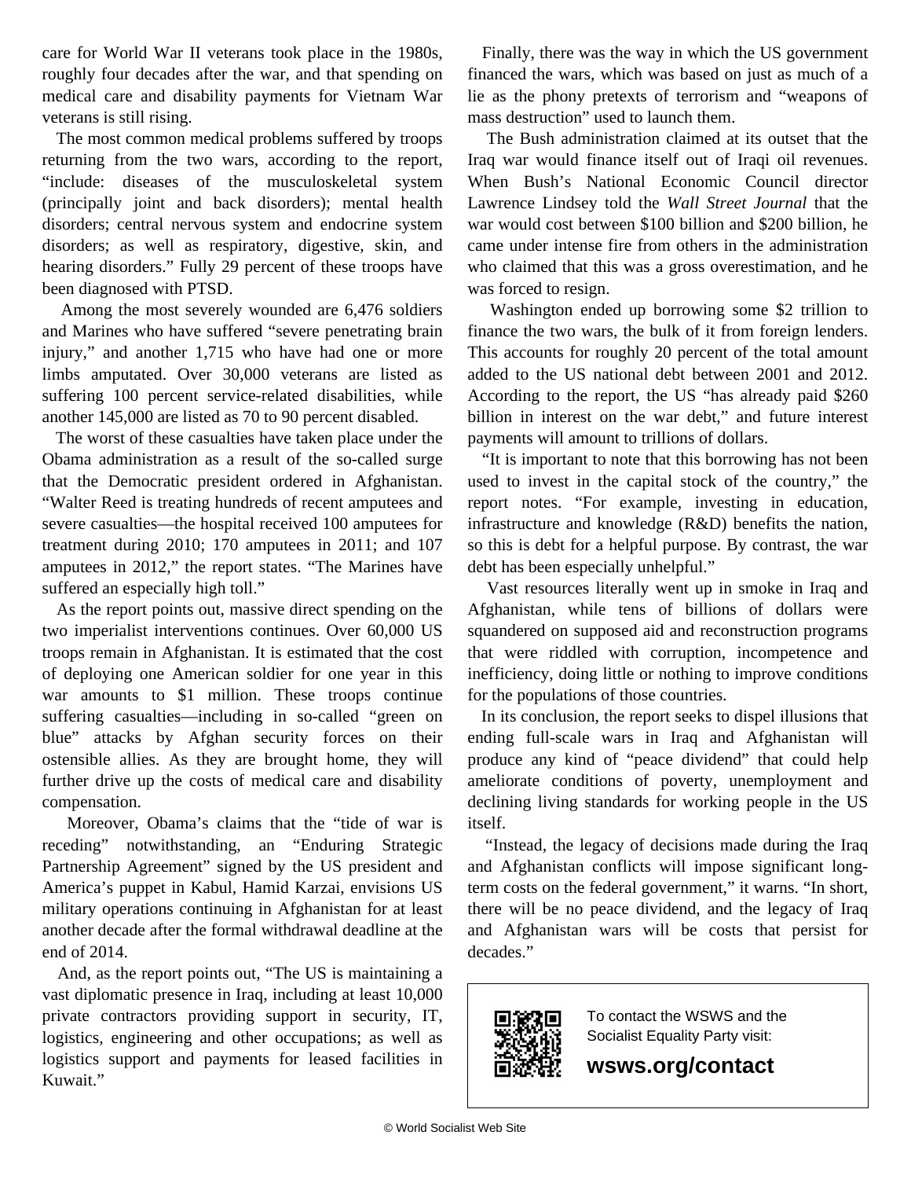care for World War II veterans took place in the 1980s, roughly four decades after the war, and that spending on medical care and disability payments for Vietnam War veterans is still rising.

The most common medical problems suffered by troops returning from the two wars, according to the report, "include: diseases of the musculoskeletal system (principally joint and back disorders); mental health disorders; central nervous system and endocrine system disorders; as well as respiratory, digestive, skin, and hearing disorders." Fully 29 percent of these troops have been diagnosed with PTSD.

Among the most severely wounded are 6,476 soldiers and Marines who have suffered "severe penetrating brain injury," and another 1,715 who have had one or more limbs amputated. Over 30,000 veterans are listed as suffering 100 percent service-related disabilities, while another 145,000 are listed as 70 to 90 percent disabled.

The worst of these casualties have taken place under the Obama administration as a result of the so-called surge that the Democratic president ordered in Afghanistan. "Walter Reed is treating hundreds of recent amputees and severe casualties—the hospital received 100 amputees for treatment during 2010; 170 amputees in 2011; and 107 amputees in 2012," the report states. "The Marines have suffered an especially high toll."

As the report points out, massive direct spending on the two imperialist interventions continues. Over 60,000 US troops remain in Afghanistan. It is estimated that the cost of deploying one American soldier for one year in this war amounts to $1 million. These troops continue suffering casualties—including in so-called "green on blue" attacks by Afghan security forces on their ostensible allies. As they are brought home, they will further drive up the costs of medical care and disability compensation.

Moreover, Obama's claims that the "tide of war is receding" notwithstanding, an "Enduring Strategic Partnership Agreement" signed by the US president and America's puppet in Kabul, Hamid Karzai, envisions US military operations continuing in Afghanistan for at least another decade after the formal withdrawal deadline at the end of 2014.

And, as the report points out, "The US is maintaining a vast diplomatic presence in Iraq, including at least 10,000 private contractors providing support in security, IT, logistics, engineering and other occupations; as well as logistics support and payments for leased facilities in Kuwait."

Finally, there was the way in which the US government financed the wars, which was based on just as much of a lie as the phony pretexts of terrorism and "weapons of mass destruction" used to launch them.

The Bush administration claimed at its outset that the Iraq war would finance itself out of Iraqi oil revenues. When Bush's National Economic Council director Lawrence Lindsey told the *Wall Street Journal* that the war would cost between $100 billion and $200 billion, he came under intense fire from others in the administration who claimed that this was a gross overestimation, and he was forced to resign.

Washington ended up borrowing some $2 trillion to finance the two wars, the bulk of it from foreign lenders. This accounts for roughly 20 percent of the total amount added to the US national debt between 2001 and 2012. According to the report, the US "has already paid $260 billion in interest on the war debt," and future interest payments will amount to trillions of dollars.

"It is important to note that this borrowing has not been used to invest in the capital stock of the country," the report notes. "For example, investing in education, infrastructure and knowledge (R&D) benefits the nation, so this is debt for a helpful purpose. By contrast, the war debt has been especially unhelpful."

Vast resources literally went up in smoke in Iraq and Afghanistan, while tens of billions of dollars were squandered on supposed aid and reconstruction programs that were riddled with corruption, incompetence and inefficiency, doing little or nothing to improve conditions for the populations of those countries.

In its conclusion, the report seeks to dispel illusions that ending full-scale wars in Iraq and Afghanistan will produce any kind of "peace dividend" that could help ameliorate conditions of poverty, unemployment and declining living standards for working people in the US itself.

"Instead, the legacy of decisions made during the Iraq and Afghanistan conflicts will impose significant long-term costs on the federal government," it warns. "In short, there will be no peace dividend, and the legacy of Iraq and Afghanistan wars will be costs that persist for decades."

To contact the WSWS and the Socialist Equality Party visit:

**wsws.org/contact**